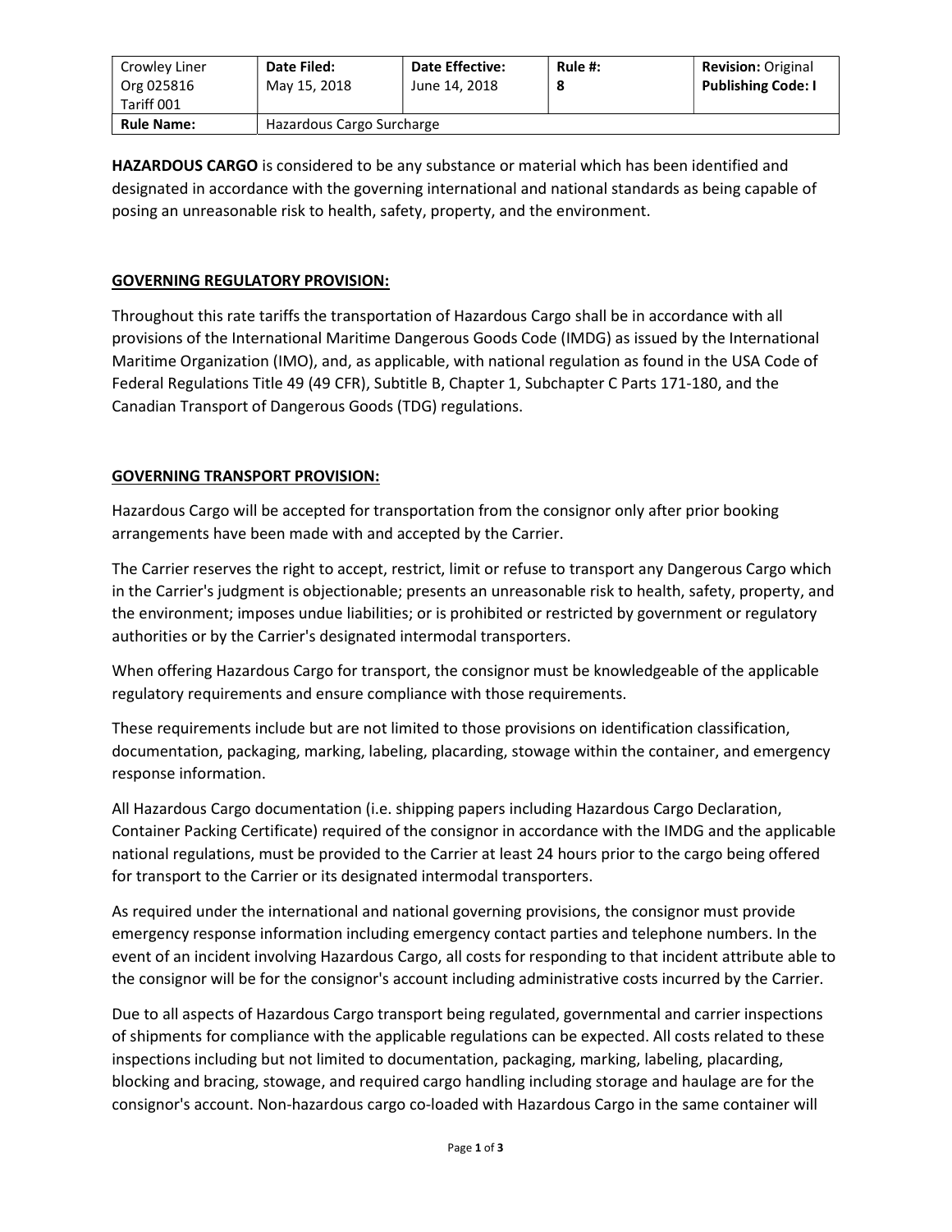| Crowley Liner Org 025816 Tariff 001 | Date Filed: May 15, 2018 | Date Effective: June 14, 2018 | Rule #: 8 | Revision: Original Publishing Code: I |
|---|---|---|---|---|
| **Rule Name:** | Hazardous Cargo Surcharge | | | |

**HAZARDOUS CARGO** is considered to be any substance or material which has been identified and designated in accordance with the governing international and national standards as being capable of posing an unreasonable risk to health, safety, property, and the environment.

**GOVERNING REGULATORY PROVISION:**

Throughout this rate tariffs the transportation of Hazardous Cargo shall be in accordance with all provisions of the International Maritime Dangerous Goods Code (IMDG) as issued by the International Maritime Organization (IMO), and, as applicable, with national regulation as found in the USA Code of Federal Regulations Title 49 (49 CFR), Subtitle B, Chapter 1, Subchapter C Parts 171-180, and the Canadian Transport of Dangerous Goods (TDG) regulations.

**GOVERNING TRANSPORT PROVISION:**

Hazardous Cargo will be accepted for transportation from the consignor only after prior booking arrangements have been made with and accepted by the Carrier.

The Carrier reserves the right to accept, restrict, limit or refuse to transport any Dangerous Cargo which in the Carrier's judgment is objectionable; presents an unreasonable risk to health, safety, property, and the environment; imposes undue liabilities; or is prohibited or restricted by government or regulatory authorities or by the Carrier's designated intermodal transporters.

When offering Hazardous Cargo for transport, the consignor must be knowledgeable of the applicable regulatory requirements and ensure compliance with those requirements.

These requirements include but are not limited to those provisions on identification classification, documentation, packaging, marking, labeling, placarding, stowage within the container, and emergency response information.

All Hazardous Cargo documentation (i.e. shipping papers including Hazardous Cargo Declaration, Container Packing Certificate) required of the consignor in accordance with the IMDG and the applicable national regulations, must be provided to the Carrier at least 24 hours prior to the cargo being offered for transport to the Carrier or its designated intermodal transporters.

As required under the international and national governing provisions, the consignor must provide emergency response information including emergency contact parties and telephone numbers. In the event of an incident involving Hazardous Cargo, all costs for responding to that incident attribute able to the consignor will be for the consignor's account including administrative costs incurred by the Carrier.

Due to all aspects of Hazardous Cargo transport being regulated, governmental and carrier inspections of shipments for compliance with the applicable regulations can be expected. All costs related to these inspections including but not limited to documentation, packaging, marking, labeling, placarding, blocking and bracing, stowage, and required cargo handling including storage and haulage are for the consignor's account. Non-hazardous cargo co-loaded with Hazardous Cargo in the same container will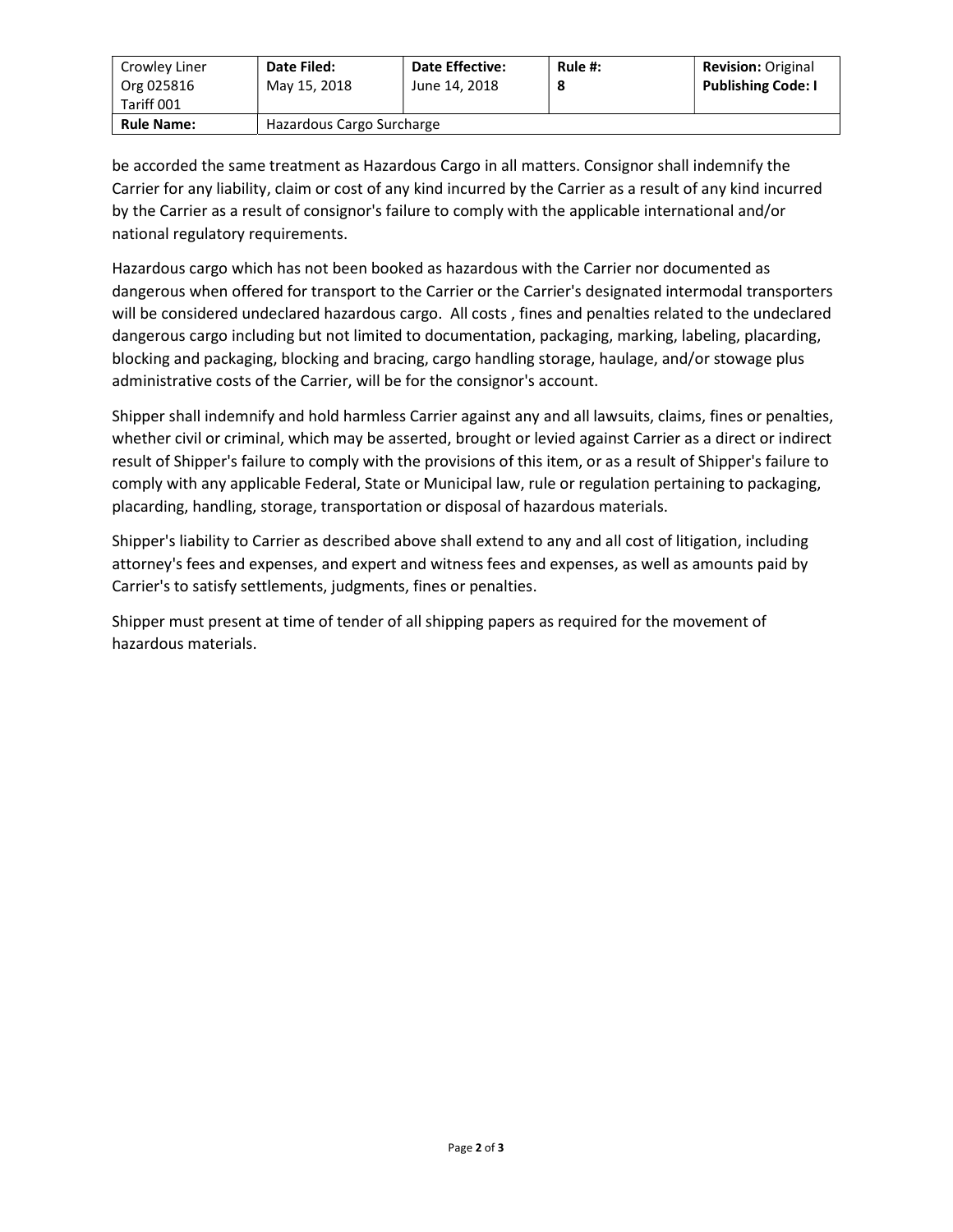| Crowley Liner Org 025816 Tariff 001 | **Date Filed:** May 15, 2018 | **Date Effective:** June 14, 2018 | **Rule #:** 8 | **Revision:** Original **Publishing Code: I** |
|---|---|---|---|---|
| **Rule Name:** | Hazardous Cargo Surcharge | | | |

be accorded the same treatment as Hazardous Cargo in all matters. Consignor shall indemnify the Carrier for any liability, claim or cost of any kind incurred by the Carrier as a result of any kind incurred by the Carrier as a result of consignor's failure to comply with the applicable international and/or national regulatory requirements.

Hazardous cargo which has not been booked as hazardous with the Carrier nor documented as dangerous when offered for transport to the Carrier or the Carrier's designated intermodal transporters will be considered undeclared hazardous cargo. All costs , fines and penalties related to the undeclared dangerous cargo including but not limited to documentation, packaging, marking, labeling, placarding, blocking and packaging, blocking and bracing, cargo handling storage, haulage, and/or stowage plus administrative costs of the Carrier, will be for the consignor's account.

Shipper shall indemnify and hold harmless Carrier against any and all lawsuits, claims, fines or penalties, whether civil or criminal, which may be asserted, brought or levied against Carrier as a direct or indirect result of Shipper's failure to comply with the provisions of this item, or as a result of Shipper's failure to comply with any applicable Federal, State or Municipal law, rule or regulation pertaining to packaging, placarding, handling, storage, transportation or disposal of hazardous materials.

Shipper's liability to Carrier as described above shall extend to any and all cost of litigation, including attorney's fees and expenses, and expert and witness fees and expenses, as well as amounts paid by Carrier's to satisfy settlements, judgments, fines or penalties.

Shipper must present at time of tender of all shipping papers as required for the movement of hazardous materials.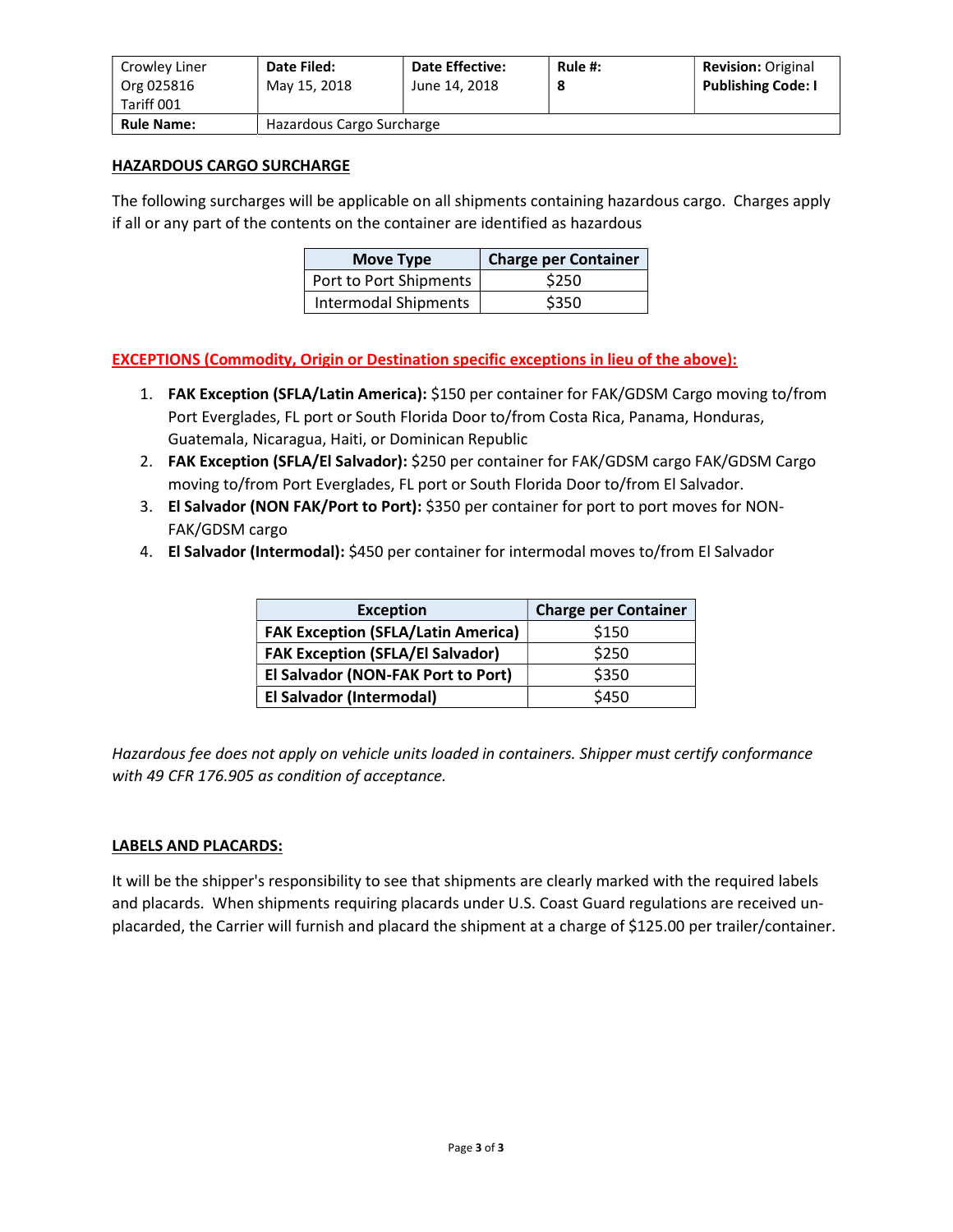| Crowley Liner Org 025816 Tariff 001 | **Date Filed:** May 15, 2018 | **Date Effective:** June 14, 2018 | **Rule #:** **8** | **Revision:** Original **Publishing Code: I** |
|---|---|---|---|---|
| **Rule Name:** | Hazardous Cargo Surcharge | | | |

**HAZARDOUS CARGO SURCHARGE**

The following surcharges will be applicable on all shipments containing hazardous cargo. Charges apply if all or any part of the contents on the container are identified as hazardous

| Move Type | Charge per Container |
|---|---|
| Port to Port Shipments | $250 |
| Intermodal Shipments | $350 |

**EXCEPTIONS (Commodity, Origin or Destination specific exceptions in lieu of the above):**

1. **FAK Exception (SFLA/Latin America):** $150 per container for FAK/GDSM Cargo moving to/from Port Everglades, FL port or South Florida Door to/from Costa Rica, Panama, Honduras, Guatemala, Nicaragua, Haiti, or Dominican Republic
2. **FAK Exception (SFLA/El Salvador):** $250 per container for FAK/GDSM cargo FAK/GDSM Cargo moving to/from Port Everglades, FL port or South Florida Door to/from El Salvador.
3. **El Salvador (NON FAK/Port to Port):** $350 per container for port to port moves for NON-FAK/GDSM cargo
4. **El Salvador (Intermodal):** $450 per container for intermodal moves to/from El Salvador

| Exception | Charge per Container |
|---|---|
| **FAK Exception (SFLA/Latin America)** | $150 |
| **FAK Exception (SFLA/El Salvador)** | $250 |
| **El Salvador (NON-FAK Port to Port)** | $350 |
| **El Salvador (Intermodal)** | $450 |

*Hazardous fee does not apply on vehicle units loaded in containers. Shipper must certify conformance with 49 CFR 176.905 as condition of acceptance.*

**LABELS AND PLACARDS:**

It will be the shipper's responsibility to see that shipments are clearly marked with the required labels and placards. When shipments requiring placards under U.S. Coast Guard regulations are received un-placarded, the Carrier will furnish and placard the shipment at a charge of $125.00 per trailer/container.